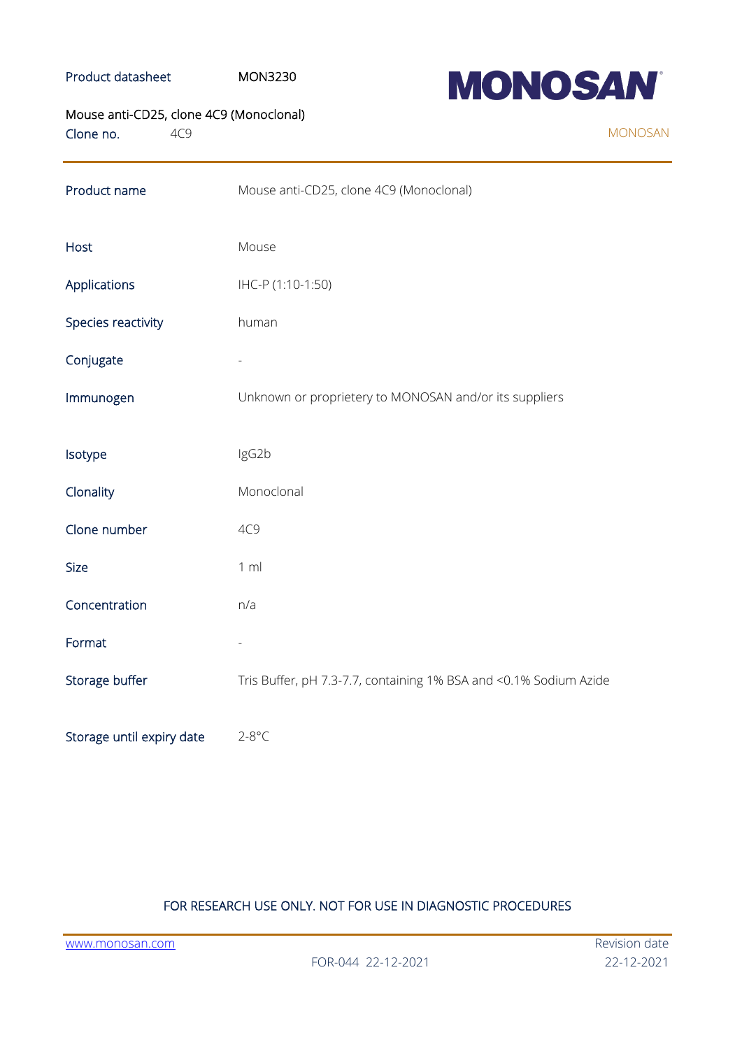Product datasheet MON3230

# MONOSAN

Mouse anti-CD25, clone 4C9 (Monoclonal)

Clone no. 4C9

MONOSAN

| | |
|---|---|
| Product name | Mouse anti-CD25, clone 4C9 (Monoclonal) |
| Host | Mouse |
| Applications | IHC-P (1:10-1:50) |
| Species reactivity | human |
| Conjugate | - |
| Immunogen | Unknown or proprietery to MONOSAN and/or its suppliers |
| Isotype | IgG2b |
| Clonality | Monoclonal |
| Clone number | 4C9 |
| Size | 1 ml |
| Concentration | n/a |
| Format | - |
| Storage buffer | Tris Buffer, pH 7.3-7.7, containing 1% BSA and <0.1% Sodium Azide |
| Storage until expiry date | 2-8°C |

FOR RESEARCH USE ONLY. NOT FOR USE IN DIAGNOSTIC PROCEDURES

www.monosan.com

FOR-044 22-12-2021

Revision date 22-12-2021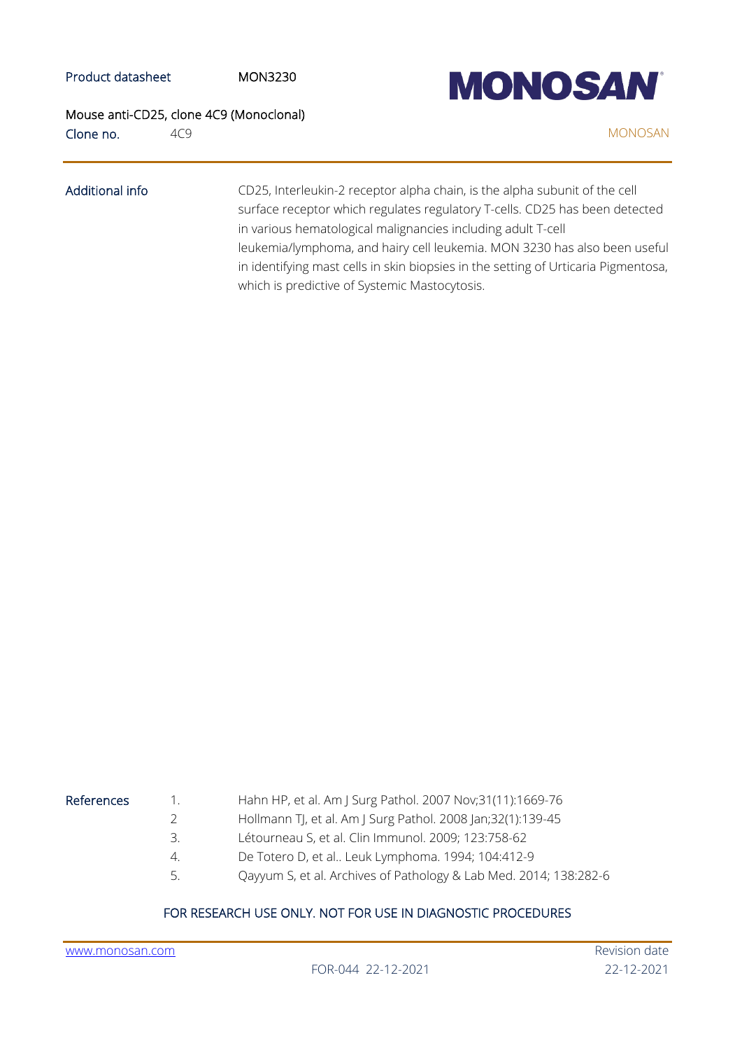Product datasheet MON3230

**MONOSAN**

Mouse anti-CD25, clone 4C9 (Monoclonal)

Clone no. 4C9

MONOSAN

---

**Additional info**

CD25, Interleukin-2 receptor alpha chain, is the alpha subunit of the cell surface receptor which regulates regulatory T-cells. CD25 has been detected in various hematological malignancies including adult T-cell leukemia/lymphoma, and hairy cell leukemia. MON 3230 has also been useful in identifying mast cells in skin biopsies in the setting of Urticaria Pigmentosa, which is predictive of Systemic Mastocytosis.

**References**

1. Hahn HP, et al. Am J Surg Pathol. 2007 Nov;31(11):1669-76
2. Hollmann TJ, et al. Am J Surg Pathol. 2008 Jan;32(1):139-45
3. Létourneau S, et al. Clin Immunol. 2009; 123:758-62
4. De Totero D, et al.. Leuk Lymphoma. 1994; 104:412-9
5. Qayyum S, et al. Archives of Pathology & Lab Med. 2014; 138:282-6

FOR RESEARCH USE ONLY. NOT FOR USE IN DIAGNOSTIC PROCEDURES

---

www.monosan.com

FOR-044 22-12-2021

Revision date 22-12-2021